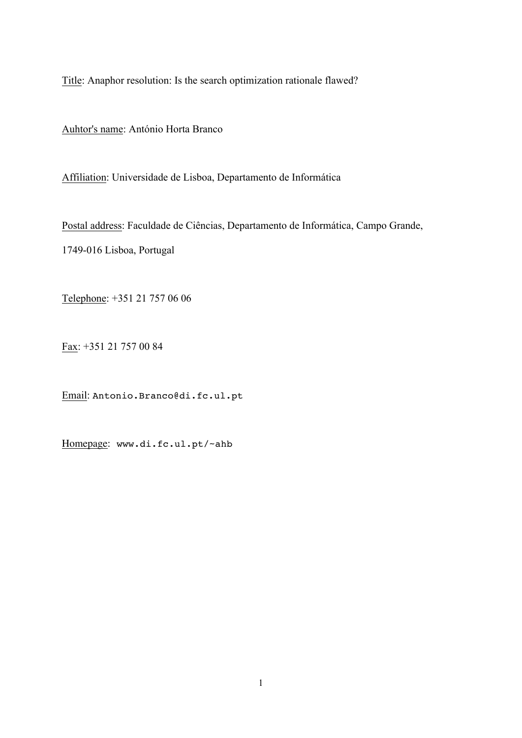Title: Anaphor resolution: Is the search optimization rationale flawed?

Auhtor's name: António Horta Branco

Affiliation: Universidade de Lisboa, Departamento de Informática

Postal address: Faculdade de Ciências, Departamento de Informática, Campo Grande, 1749-016 Lisboa, Portugal

Telephone: +351 21 757 06 06

Fax: +351 21 757 00 84

Email: `Antonio.Branco@di.fc.ul.pt`

Homepage: `www.di.fc.ul.pt/~ahb`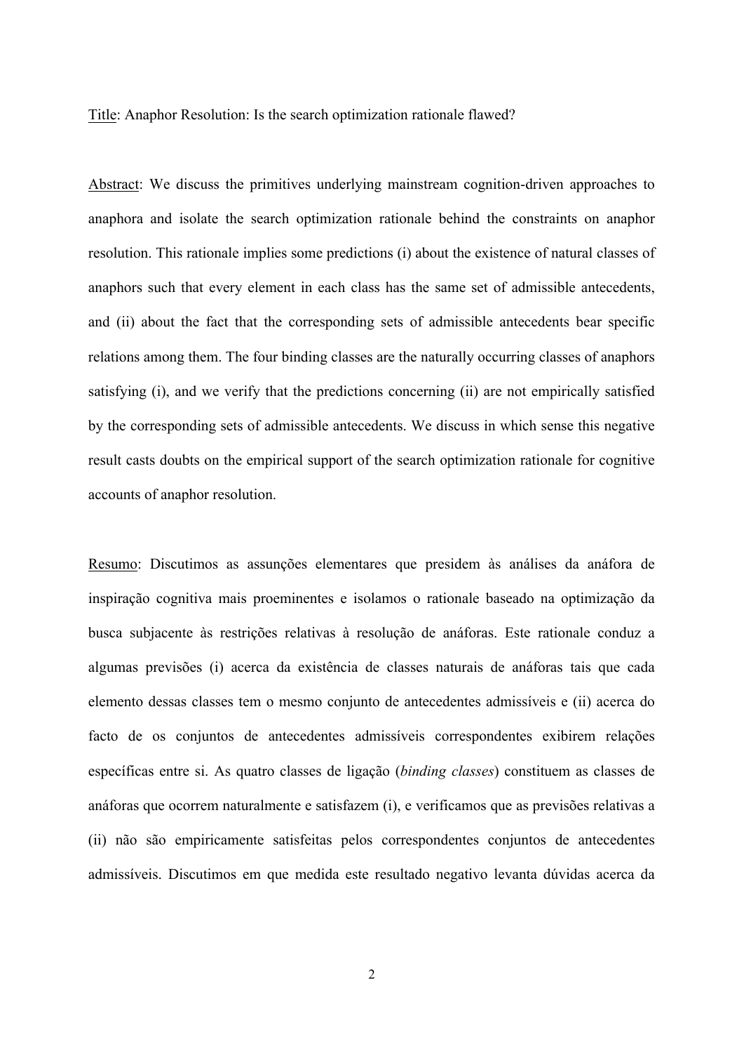Title: Anaphor Resolution: Is the search optimization rationale flawed?

Abstract: We discuss the primitives underlying mainstream cognition-driven approaches to anaphora and isolate the search optimization rationale behind the constraints on anaphor resolution. This rationale implies some predictions (i) about the existence of natural classes of anaphors such that every element in each class has the same set of admissible antecedents, and (ii) about the fact that the corresponding sets of admissible antecedents bear specific relations among them. The four binding classes are the naturally occurring classes of anaphors satisfying (i), and we verify that the predictions concerning (ii) are not empirically satisfied by the corresponding sets of admissible antecedents. We discuss in which sense this negative result casts doubts on the empirical support of the search optimization rationale for cognitive accounts of anaphor resolution.

Resumo: Discutimos as assunções elementares que presidem às análises da anáfora de inspiração cognitiva mais proeminentes e isolamos o rationale baseado na optimização da busca subjacente às restrições relativas à resolução de anáforas. Este rationale conduz a algumas previsões (i) acerca da existência de classes naturais de anáforas tais que cada elemento dessas classes tem o mesmo conjunto de antecedentes admissíveis e (ii) acerca do facto de os conjuntos de antecedentes admissíveis correspondentes exibirem relações específicas entre si. As quatro classes de ligação (*binding classes*) constituem as classes de anáforas que ocorrem naturalmente e satisfazem (i), e verificamos que as previsões relativas a (ii) não são empiricamente satisfeitas pelos correspondentes conjuntos de antecedentes admissíveis. Discutimos em que medida este resultado negativo levanta dúvidas acerca da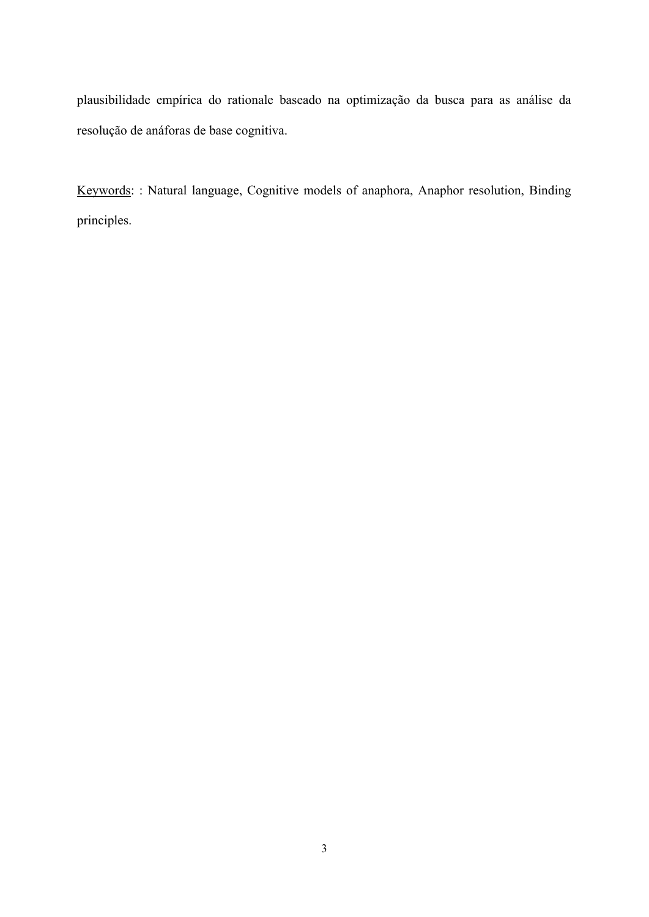plausibilidade empírica do rationale baseado na optimização da busca para as análise da resolução de anáforas de base cognitiva.

Keywords: : Natural language, Cognitive models of anaphora, Anaphor resolution, Binding principles.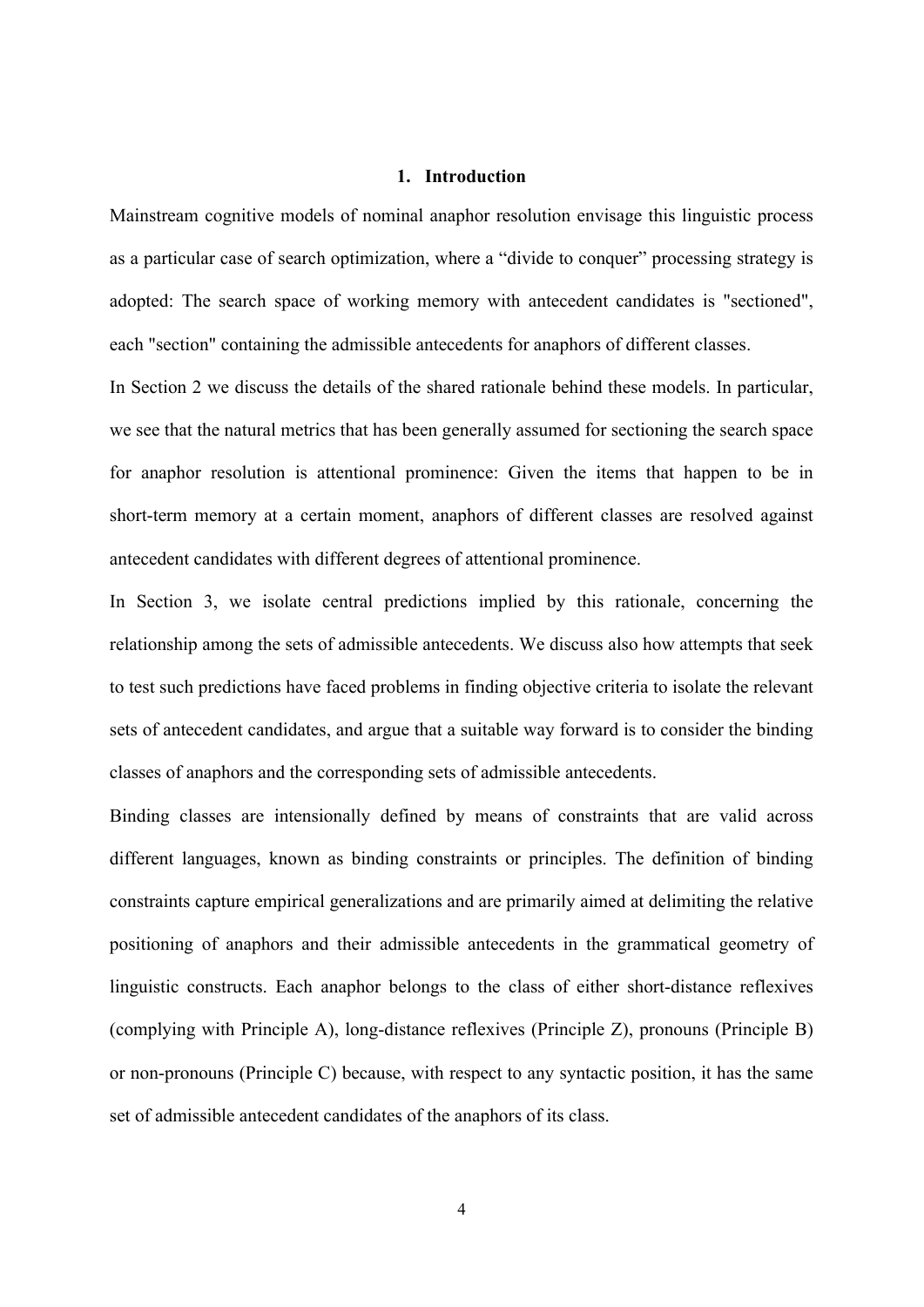# 1. Introduction

Mainstream cognitive models of nominal anaphor resolution envisage this linguistic process as a particular case of search optimization, where a "divide to conquer" processing strategy is adopted: The search space of working memory with antecedent candidates is "sectioned", each "section" containing the admissible antecedents for anaphors of different classes.

In Section 2 we discuss the details of the shared rationale behind these models. In particular, we see that the natural metrics that has been generally assumed for sectioning the search space for anaphor resolution is attentional prominence: Given the items that happen to be in short-term memory at a certain moment, anaphors of different classes are resolved against antecedent candidates with different degrees of attentional prominence.

In Section 3, we isolate central predictions implied by this rationale, concerning the relationship among the sets of admissible antecedents. We discuss also how attempts that seek to test such predictions have faced problems in finding objective criteria to isolate the relevant sets of antecedent candidates, and argue that a suitable way forward is to consider the binding classes of anaphors and the corresponding sets of admissible antecedents.

Binding classes are intensionally defined by means of constraints that are valid across different languages, known as binding constraints or principles. The definition of binding constraints capture empirical generalizations and are primarily aimed at delimiting the relative positioning of anaphors and their admissible antecedents in the grammatical geometry of linguistic constructs. Each anaphor belongs to the class of either short-distance reflexives (complying with Principle A), long-distance reflexives (Principle Z), pronouns (Principle B) or non-pronouns (Principle C) because, with respect to any syntactic position, it has the same set of admissible antecedent candidates of the anaphors of its class.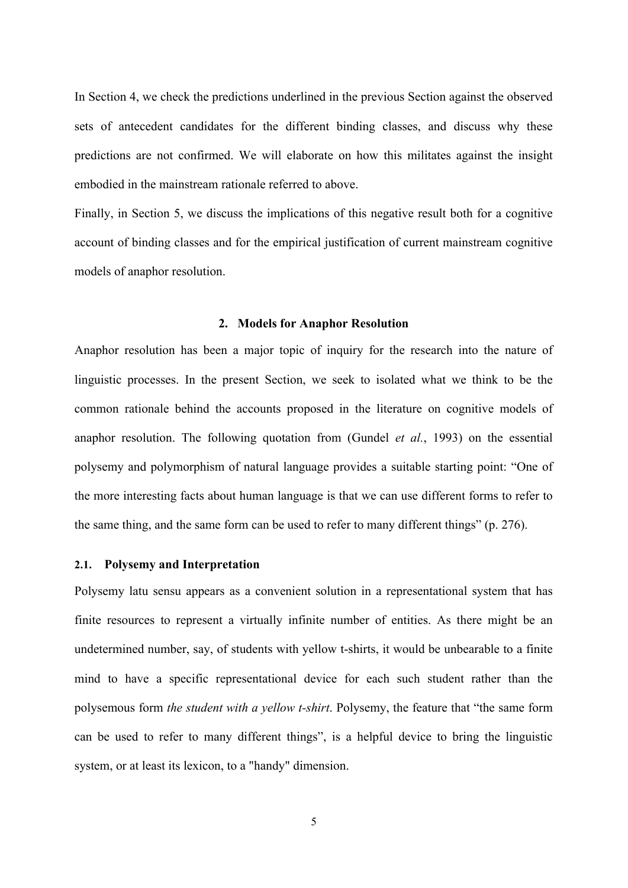In Section 4, we check the predictions underlined in the previous Section against the observed sets of antecedent candidates for the different binding classes, and discuss why these predictions are not confirmed. We will elaborate on how this militates against the insight embodied in the mainstream rationale referred to above.

Finally, in Section 5, we discuss the implications of this negative result both for a cognitive account of binding classes and for the empirical justification of current mainstream cognitive models of anaphor resolution.

## 2. Models for Anaphor Resolution

Anaphor resolution has been a major topic of inquiry for the research into the nature of linguistic processes. In the present Section, we seek to isolated what we think to be the common rationale behind the accounts proposed in the literature on cognitive models of anaphor resolution. The following quotation from (Gundel *et al.*, 1993) on the essential polysemy and polymorphism of natural language provides a suitable starting point: "One of the more interesting facts about human language is that we can use different forms to refer to the same thing, and the same form can be used to refer to many different things" (p. 276).

### 2.1. Polysemy and Interpretation

Polysemy latu sensu appears as a convenient solution in a representational system that has finite resources to represent a virtually infinite number of entities. As there might be an undetermined number, say, of students with yellow t-shirts, it would be unbearable to a finite mind to have a specific representational device for each such student rather than the polysemous form *the student with a yellow t-shirt*. Polysemy, the feature that "the same form can be used to refer to many different things", is a helpful device to bring the linguistic system, or at least its lexicon, to a "handy" dimension.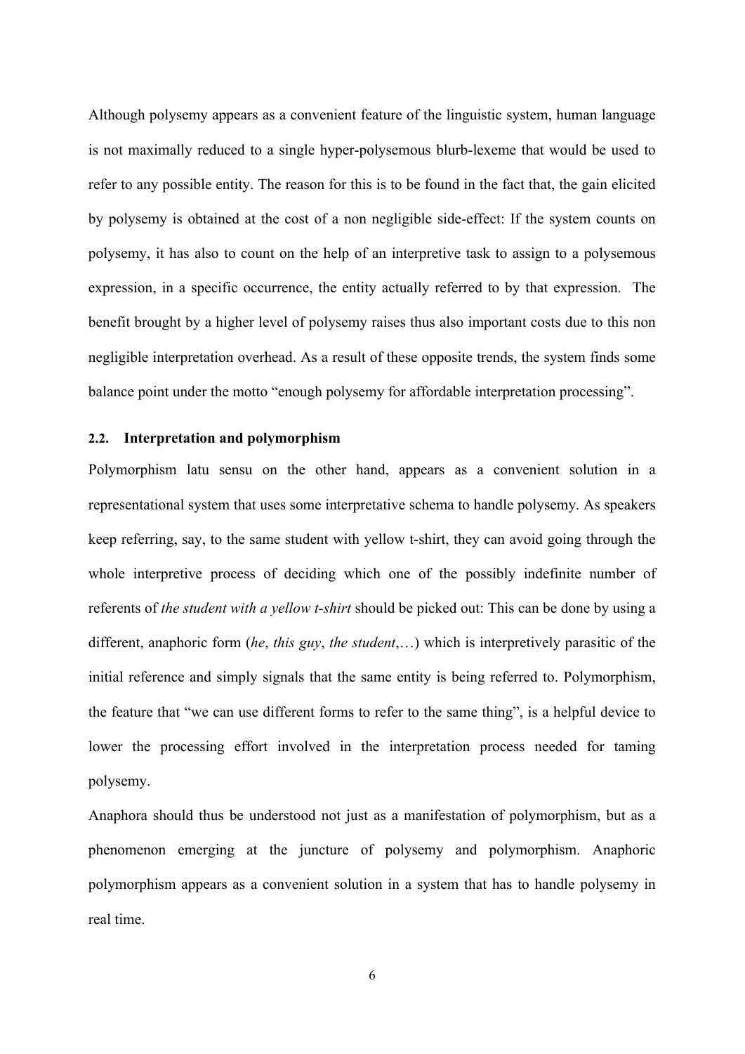Although polysemy appears as a convenient feature of the linguistic system, human language is not maximally reduced to a single hyper-polysemous blurb-lexeme that would be used to refer to any possible entity. The reason for this is to be found in the fact that, the gain elicited by polysemy is obtained at the cost of a non negligible side-effect: If the system counts on polysemy, it has also to count on the help of an interpretive task to assign to a polysemous expression, in a specific occurrence, the entity actually referred to by that expression. The benefit brought by a higher level of polysemy raises thus also important costs due to this non negligible interpretation overhead. As a result of these opposite trends, the system finds some balance point under the motto "enough polysemy for affordable interpretation processing".

### 2.2. Interpretation and polymorphism

Polymorphism latu sensu on the other hand, appears as a convenient solution in a representational system that uses some interpretative schema to handle polysemy. As speakers keep referring, say, to the same student with yellow t-shirt, they can avoid going through the whole interpretive process of deciding which one of the possibly indefinite number of referents of *the student with a yellow t-shirt* should be picked out: This can be done by using a different, anaphoric form (*he*, *this guy*, *the student*,…) which is interpretively parasitic of the initial reference and simply signals that the same entity is being referred to. Polymorphism, the feature that "we can use different forms to refer to the same thing", is a helpful device to lower the processing effort involved in the interpretation process needed for taming polysemy.

Anaphora should thus be understood not just as a manifestation of polymorphism, but as a phenomenon emerging at the juncture of polysemy and polymorphism. Anaphoric polymorphism appears as a convenient solution in a system that has to handle polysemy in real time.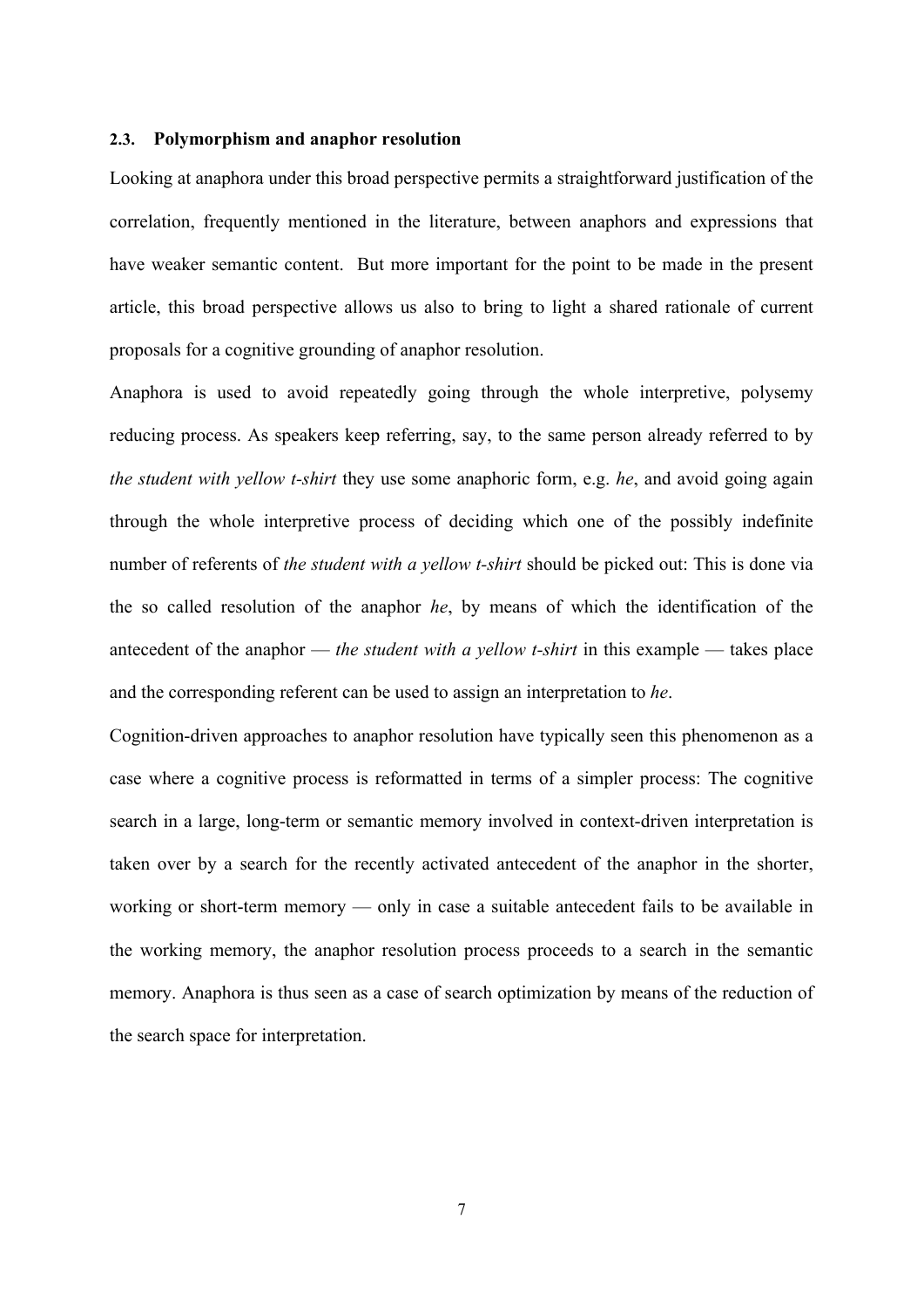### 2.3. Polymorphism and anaphor resolution

Looking at anaphora under this broad perspective permits a straightforward justification of the correlation, frequently mentioned in the literature, between anaphors and expressions that have weaker semantic content. But more important for the point to be made in the present article, this broad perspective allows us also to bring to light a shared rationale of current proposals for a cognitive grounding of anaphor resolution.

Anaphora is used to avoid repeatedly going through the whole interpretive, polysemy reducing process. As speakers keep referring, say, to the same person already referred to by *the student with yellow t-shirt* they use some anaphoric form, e.g. *he*, and avoid going again through the whole interpretive process of deciding which one of the possibly indefinite number of referents of *the student with a yellow t-shirt* should be picked out: This is done via the so called resolution of the anaphor *he*, by means of which the identification of the antecedent of the anaphor — *the student with a yellow t-shirt* in this example — takes place and the corresponding referent can be used to assign an interpretation to *he*.

Cognition-driven approaches to anaphor resolution have typically seen this phenomenon as a case where a cognitive process is reformatted in terms of a simpler process: The cognitive search in a large, long-term or semantic memory involved in context-driven interpretation is taken over by a search for the recently activated antecedent of the anaphor in the shorter, working or short-term memory — only in case a suitable antecedent fails to be available in the working memory, the anaphor resolution process proceeds to a search in the semantic memory. Anaphora is thus seen as a case of search optimization by means of the reduction of the search space for interpretation.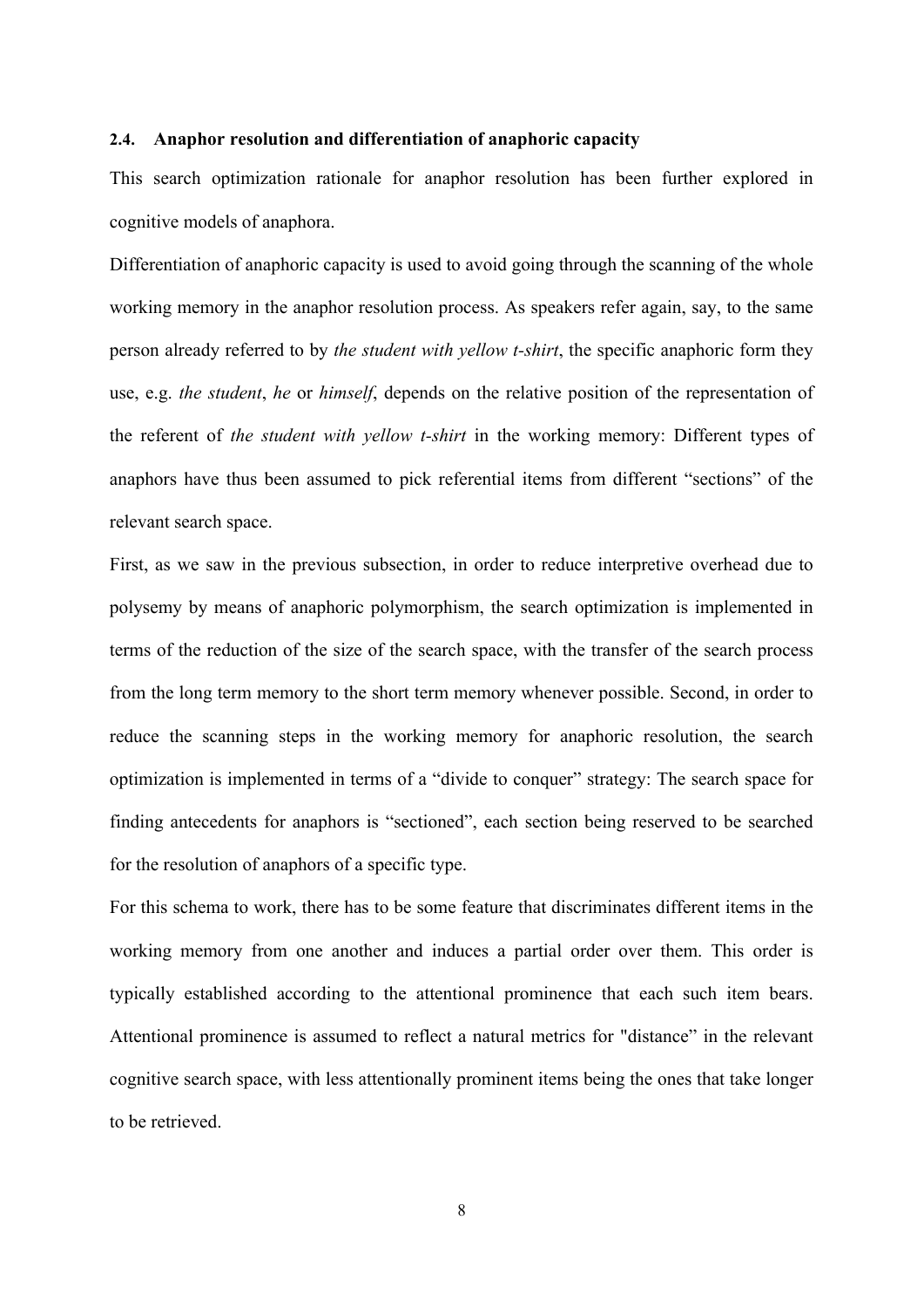### 2.4. Anaphor resolution and differentiation of anaphoric capacity

This search optimization rationale for anaphor resolution has been further explored in cognitive models of anaphora.

Differentiation of anaphoric capacity is used to avoid going through the scanning of the whole working memory in the anaphor resolution process. As speakers refer again, say, to the same person already referred to by *the student with yellow t-shirt*, the specific anaphoric form they use, e.g. *the student*, *he* or *himself*, depends on the relative position of the representation of the referent of *the student with yellow t-shirt* in the working memory: Different types of anaphors have thus been assumed to pick referential items from different "sections" of the relevant search space.

First, as we saw in the previous subsection, in order to reduce interpretive overhead due to polysemy by means of anaphoric polymorphism, the search optimization is implemented in terms of the reduction of the size of the search space, with the transfer of the search process from the long term memory to the short term memory whenever possible. Second, in order to reduce the scanning steps in the working memory for anaphoric resolution, the search optimization is implemented in terms of a "divide to conquer" strategy: The search space for finding antecedents for anaphors is "sectioned", each section being reserved to be searched for the resolution of anaphors of a specific type.

For this schema to work, there has to be some feature that discriminates different items in the working memory from one another and induces a partial order over them. This order is typically established according to the attentional prominence that each such item bears. Attentional prominence is assumed to reflect a natural metrics for "distance" in the relevant cognitive search space, with less attentionally prominent items being the ones that take longer to be retrieved.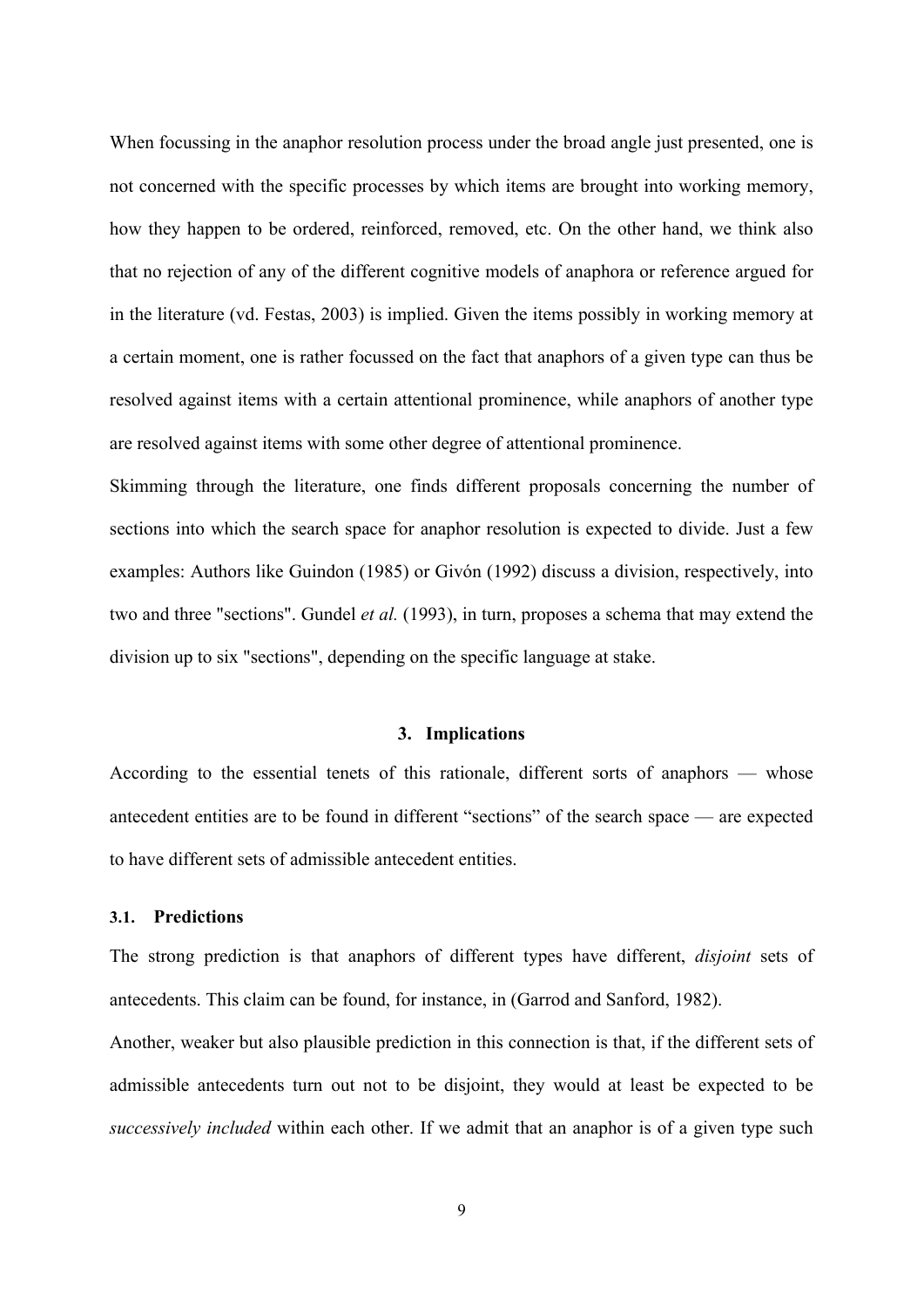When focussing in the anaphor resolution process under the broad angle just presented, one is not concerned with the specific processes by which items are brought into working memory, how they happen to be ordered, reinforced, removed, etc. On the other hand, we think also that no rejection of any of the different cognitive models of anaphora or reference argued for in the literature (vd. Festas, 2003) is implied. Given the items possibly in working memory at a certain moment, one is rather focussed on the fact that anaphors of a given type can thus be resolved against items with a certain attentional prominence, while anaphors of another type are resolved against items with some other degree of attentional prominence.

Skimming through the literature, one finds different proposals concerning the number of sections into which the search space for anaphor resolution is expected to divide. Just a few examples: Authors like Guindon (1985) or Givón (1992) discuss a division, respectively, into two and three "sections". Gundel *et al.* (1993), in turn, proposes a schema that may extend the division up to six "sections", depending on the specific language at stake.

## 3. Implications

According to the essential tenets of this rationale, different sorts of anaphors — whose antecedent entities are to be found in different “sections” of the search space — are expected to have different sets of admissible antecedent entities.

### 3.1. Predictions

The strong prediction is that anaphors of different types have different, *disjoint* sets of antecedents. This claim can be found, for instance, in (Garrod and Sanford, 1982).

Another, weaker but also plausible prediction in this connection is that, if the different sets of admissible antecedents turn out not to be disjoint, they would at least be expected to be *successively included* within each other. If we admit that an anaphor is of a given type such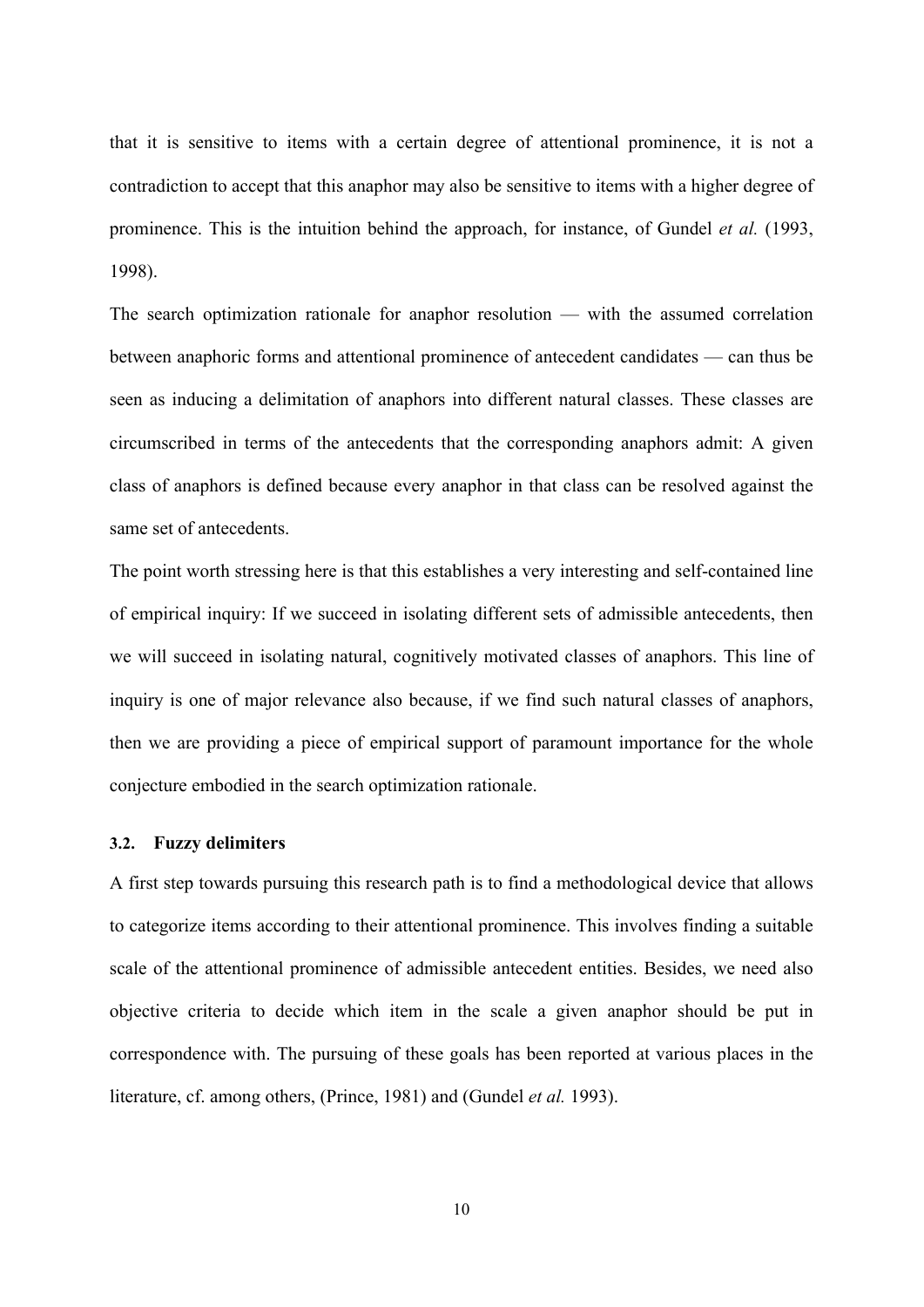that it is sensitive to items with a certain degree of attentional prominence, it is not a contradiction to accept that this anaphor may also be sensitive to items with a higher degree of prominence. This is the intuition behind the approach, for instance, of Gundel *et al.* (1993, 1998).

The search optimization rationale for anaphor resolution — with the assumed correlation between anaphoric forms and attentional prominence of antecedent candidates — can thus be seen as inducing a delimitation of anaphors into different natural classes. These classes are circumscribed in terms of the antecedents that the corresponding anaphors admit: A given class of anaphors is defined because every anaphor in that class can be resolved against the same set of antecedents.

The point worth stressing here is that this establishes a very interesting and self-contained line of empirical inquiry: If we succeed in isolating different sets of admissible antecedents, then we will succeed in isolating natural, cognitively motivated classes of anaphors. This line of inquiry is one of major relevance also because, if we find such natural classes of anaphors, then we are providing a piece of empirical support of paramount importance for the whole conjecture embodied in the search optimization rationale.

### 3.2. Fuzzy delimiters

A first step towards pursuing this research path is to find a methodological device that allows to categorize items according to their attentional prominence. This involves finding a suitable scale of the attentional prominence of admissible antecedent entities. Besides, we need also objective criteria to decide which item in the scale a given anaphor should be put in correspondence with. The pursuing of these goals has been reported at various places in the literature, cf. among others, (Prince, 1981) and (Gundel *et al.* 1993).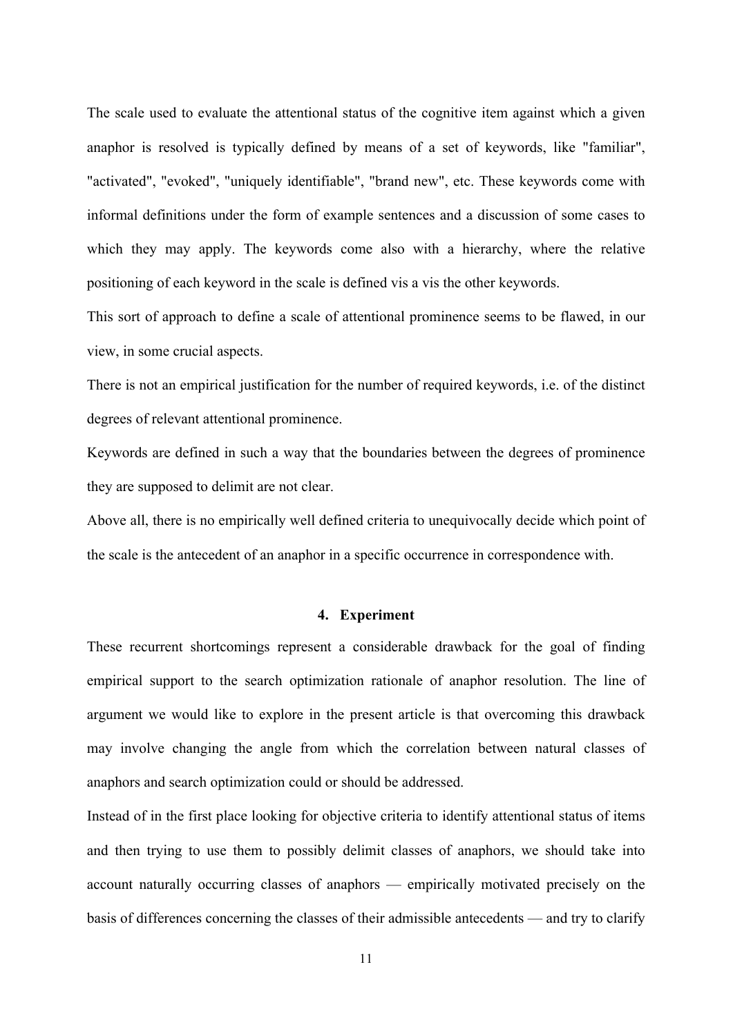The scale used to evaluate the attentional status of the cognitive item against which a given anaphor is resolved is typically defined by means of a set of keywords, like "familiar", "activated", "evoked", "uniquely identifiable", "brand new", etc. These keywords come with informal definitions under the form of example sentences and a discussion of some cases to which they may apply. The keywords come also with a hierarchy, where the relative positioning of each keyword in the scale is defined vis a vis the other keywords.

This sort of approach to define a scale of attentional prominence seems to be flawed, in our view, in some crucial aspects.

There is not an empirical justification for the number of required keywords, i.e. of the distinct degrees of relevant attentional prominence.

Keywords are defined in such a way that the boundaries between the degrees of prominence they are supposed to delimit are not clear.

Above all, there is no empirically well defined criteria to unequivocally decide which point of the scale is the antecedent of an anaphor in a specific occurrence in correspondence with.

## 4. Experiment

These recurrent shortcomings represent a considerable drawback for the goal of finding empirical support to the search optimization rationale of anaphor resolution. The line of argument we would like to explore in the present article is that overcoming this drawback may involve changing the angle from which the correlation between natural classes of anaphors and search optimization could or should be addressed.

Instead of in the first place looking for objective criteria to identify attentional status of items and then trying to use them to possibly delimit classes of anaphors, we should take into account naturally occurring classes of anaphors — empirically motivated precisely on the basis of differences concerning the classes of their admissible antecedents — and try to clarify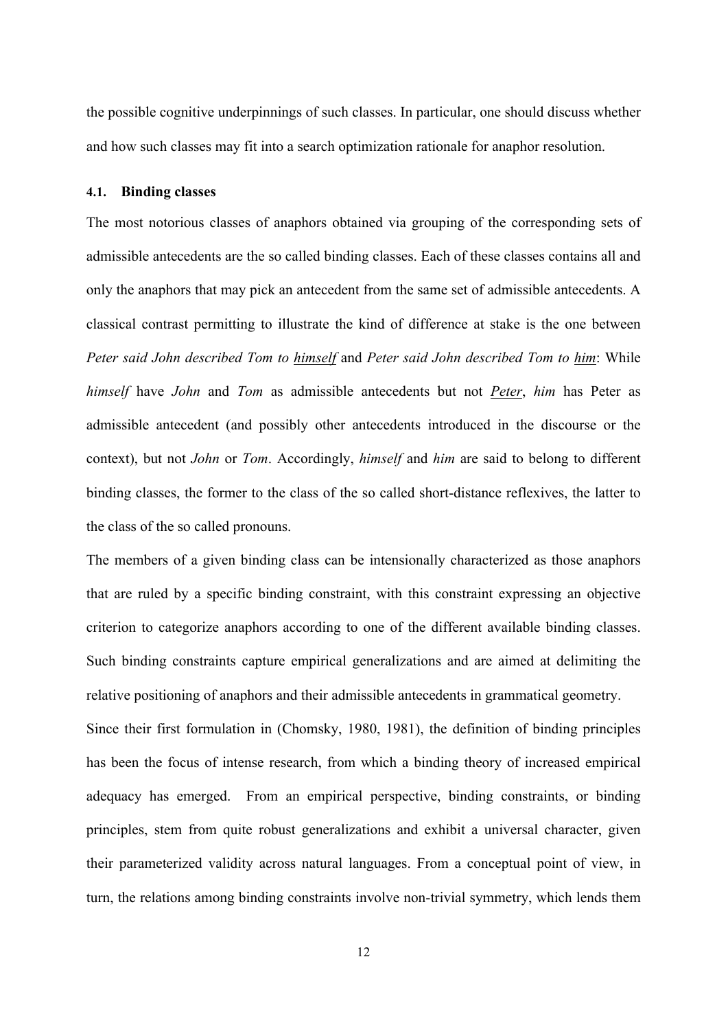the possible cognitive underpinnings of such classes. In particular, one should discuss whether and how such classes may fit into a search optimization rationale for anaphor resolution.

### 4.1. Binding classes

The most notorious classes of anaphors obtained via grouping of the corresponding sets of admissible antecedents are the so called binding classes. Each of these classes contains all and only the anaphors that may pick an antecedent from the same set of admissible antecedents. A classical contrast permitting to illustrate the kind of difference at stake is the one between *Peter said John described Tom to <u>himself</u>* and *Peter said John described Tom to <u>him</u>*: While *himself* have *John* and *Tom* as admissible antecedents but not *<u>Peter</u>*, *him* has Peter as admissible antecedent (and possibly other antecedents introduced in the discourse or the context), but not *John* or *Tom*. Accordingly, *himself* and *him* are said to belong to different binding classes, the former to the class of the so called short-distance reflexives, the latter to the class of the so called pronouns.

The members of a given binding class can be intensionally characterized as those anaphors that are ruled by a specific binding constraint, with this constraint expressing an objective criterion to categorize anaphors according to one of the different available binding classes. Such binding constraints capture empirical generalizations and are aimed at delimiting the relative positioning of anaphors and their admissible antecedents in grammatical geometry.

Since their first formulation in (Chomsky, 1980, 1981), the definition of binding principles has been the focus of intense research, from which a binding theory of increased empirical adequacy has emerged. From an empirical perspective, binding constraints, or binding principles, stem from quite robust generalizations and exhibit a universal character, given their parameterized validity across natural languages. From a conceptual point of view, in turn, the relations among binding constraints involve non-trivial symmetry, which lends them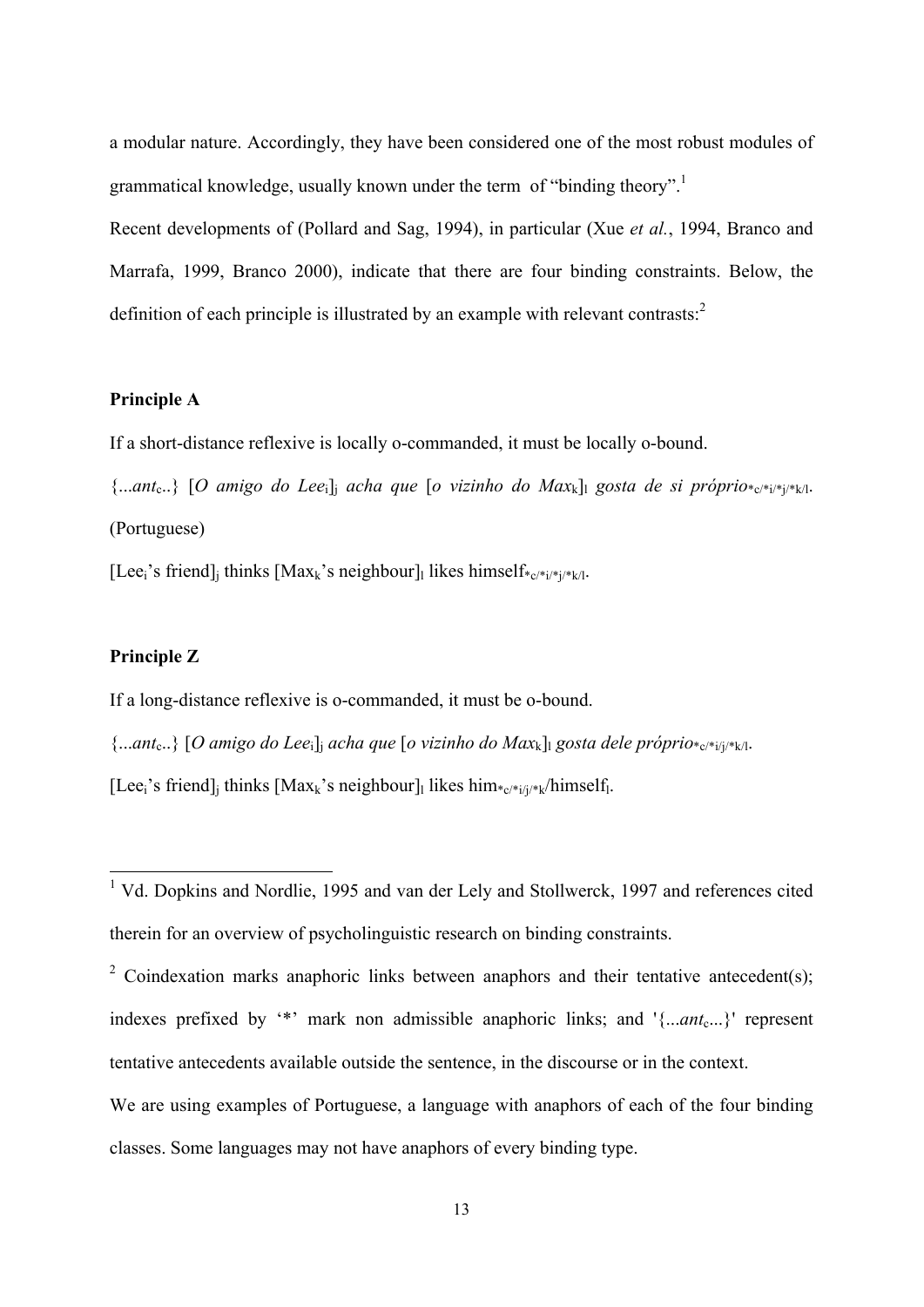a modular nature. Accordingly, they have been considered one of the most robust modules of grammatical knowledge, usually known under the term of "binding theory".[1]

Recent developments of (Pollard and Sag, 1994), in particular (Xue *et al.*, 1994, Branco and Marrafa, 1999, Branco 2000), indicate that there are four binding constraints. Below, the definition of each principle is illustrated by an example with relevant contrasts:[2]

**Principle A**

If a short-distance reflexive is locally o-commanded, it must be locally o-bound.

{...*ant*$_c$..} [*O amigo do Lee*$_i$]$_j$ *acha que* [*o vizinho do Max*$_k$]$_l$ *gosta de si próprio*$_{*c/*i/*j/*k/l}$. (Portuguese)

[Lee$_i$'s friend]$_j$ thinks [Max$_k$'s neighbour]$_l$ likes himself$_{*c/*i/*j/*k/l}$.

**Principle Z**

If a long-distance reflexive is o-commanded, it must be o-bound.

{...*ant*$_c$..} [*O amigo do Lee*$_i$]$_j$ *acha que* [*o vizinho do Max*$_k$]$_l$ *gosta dele próprio*$_{*c/*i/j/*k/l}$.

[Lee$_i$'s friend]$_j$ thinks [Max$_k$'s neighbour]$_l$ likes him$_{*c/*i/j/*k}$/himself$_l$.

---

[1] Vd. Dopkins and Nordlie, 1995 and van der Lely and Stollwerck, 1997 and references cited therein for an overview of psycholinguistic research on binding constraints.

[2] Coindexation marks anaphoric links between anaphors and their tentative antecedent(s); indexes prefixed by '*' mark non admissible anaphoric links; and '{...*ant*$_c$...}' represent tentative antecedents available outside the sentence, in the discourse or in the context.

We are using examples of Portuguese, a language with anaphors of each of the four binding classes. Some languages may not have anaphors of every binding type.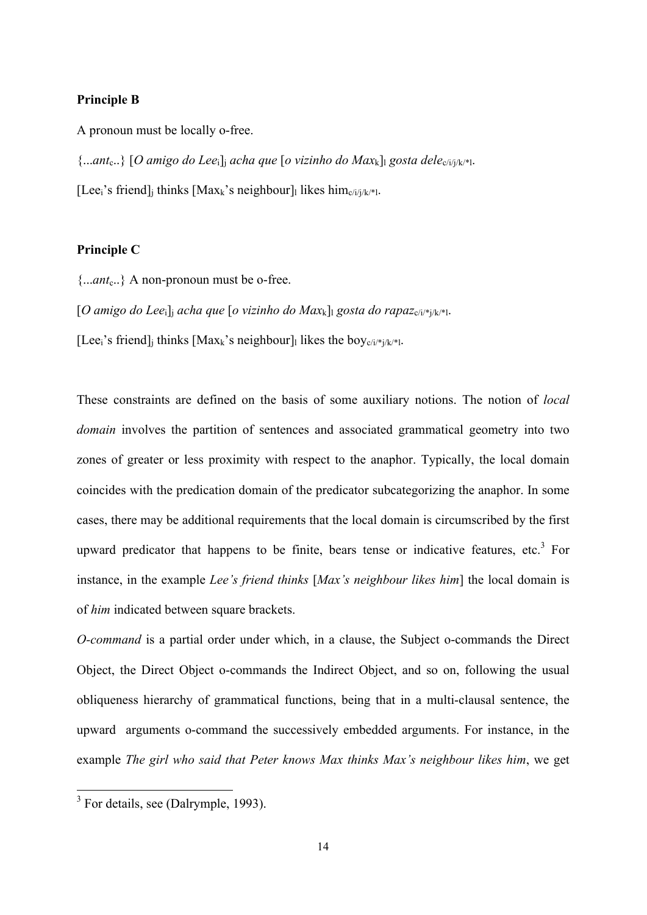**Principle B**

A pronoun must be locally o-free.

{...$ant_c$..} [*O amigo do Lee*$_i$]$_j$ *acha que* [*o vizinho do Max*$_k$]$_l$ *gosta dele*$_{c/i/j/k/*l}$.

[Lee$_i$'s friend]$_j$ thinks [Max$_k$'s neighbour]$_l$ likes him$_{c/i/j/k/*l}$.

**Principle C**

{...$ant_c$..} A non-pronoun must be o-free.

[*O amigo do Lee*$_i$]$_j$ *acha que* [*o vizinho do Max*$_k$]$_l$ *gosta do rapaz*$_{c/i/*j/k/*l}$.

[Lee$_i$'s friend]$_j$ thinks [Max$_k$'s neighbour]$_l$ likes the boy$_{c/i/*j/k/*l}$.

These constraints are defined on the basis of some auxiliary notions. The notion of *local domain* involves the partition of sentences and associated grammatical geometry into two zones of greater or less proximity with respect to the anaphor. Typically, the local domain coincides with the predication domain of the predicator subcategorizing the anaphor. In some cases, there may be additional requirements that the local domain is circumscribed by the first upward predicator that happens to be finite, bears tense or indicative features, etc.[3] For instance, in the example *Lee's friend thinks* [*Max's neighbour likes him*] the local domain is of *him* indicated between square brackets.

*O-command* is a partial order under which, in a clause, the Subject o-commands the Direct Object, the Direct Object o-commands the Indirect Object, and so on, following the usual obliqueness hierarchy of grammatical functions, being that in a multi-clausal sentence, the upward arguments o-command the successively embedded arguments. For instance, in the example *The girl who said that Peter knows Max thinks Max's neighbour likes him*, we get

[3] For details, see (Dalrymple, 1993).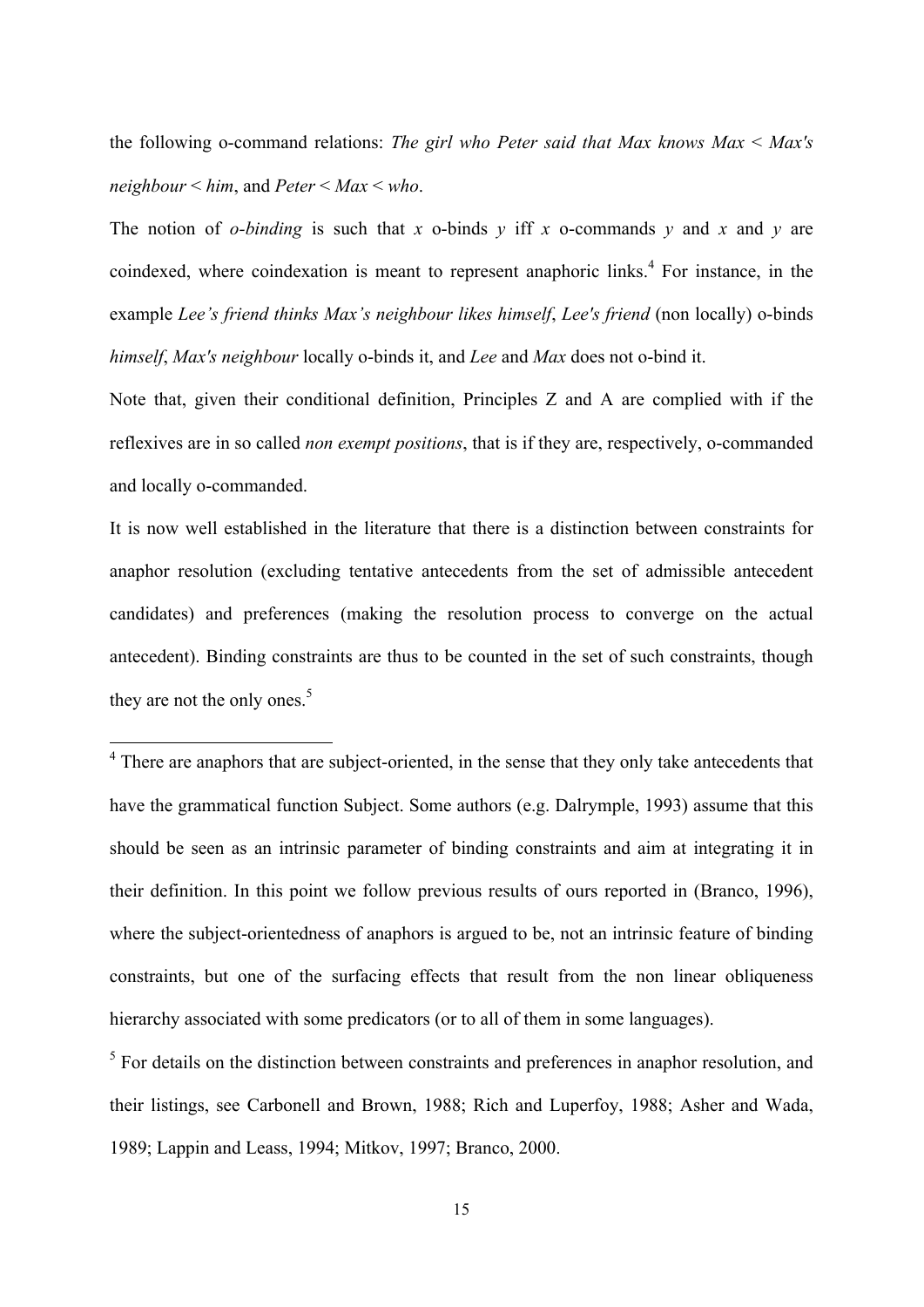the following o-command relations: *The girl who Peter said that Max knows Max* < *Max's neighbour* < *him*, and *Peter* < *Max* < *who*.

The notion of *o-binding* is such that *x* o-binds *y* iff *x* o-commands *y* and *x* and *y* are coindexed, where coindexation is meant to represent anaphoric links.[4] For instance, in the example *Lee's friend thinks Max's neighbour likes himself*, *Lee's friend* (non locally) o-binds *himself*, *Max's neighbour* locally o-binds it, and *Lee* and *Max* does not o-bind it.

Note that, given their conditional definition, Principles Z and A are complied with if the reflexives are in so called *non exempt positions*, that is if they are, respectively, o-commanded and locally o-commanded.

It is now well established in the literature that there is a distinction between constraints for anaphor resolution (excluding tentative antecedents from the set of admissible antecedent candidates) and preferences (making the resolution process to converge on the actual antecedent). Binding constraints are thus to be counted in the set of such constraints, though they are not the only ones.[5]

---

[4] There are anaphors that are subject-oriented, in the sense that they only take antecedents that have the grammatical function Subject. Some authors (e.g. Dalrymple, 1993) assume that this should be seen as an intrinsic parameter of binding constraints and aim at integrating it in their definition. In this point we follow previous results of ours reported in (Branco, 1996), where the subject-orientedness of anaphors is argued to be, not an intrinsic feature of binding constraints, but one of the surfacing effects that result from the non linear obliqueness hierarchy associated with some predicators (or to all of them in some languages).

[5] For details on the distinction between constraints and preferences in anaphor resolution, and their listings, see Carbonell and Brown, 1988; Rich and Luperfoy, 1988; Asher and Wada, 1989; Lappin and Leass, 1994; Mitkov, 1997; Branco, 2000.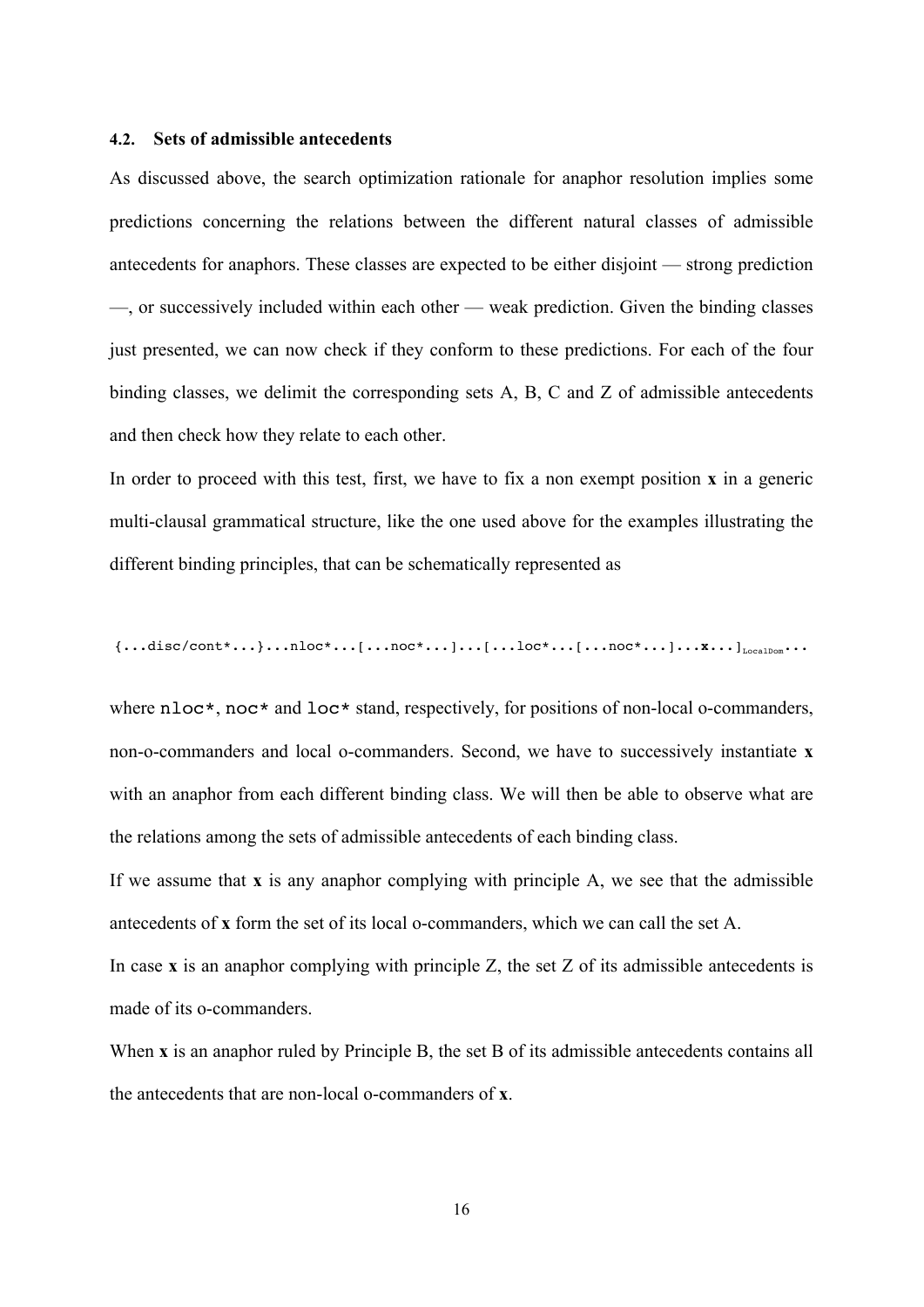### 4.2. Sets of admissible antecedents

As discussed above, the search optimization rationale for anaphor resolution implies some predictions concerning the relations between the different natural classes of admissible antecedents for anaphors. These classes are expected to be either disjoint — strong prediction —, or successively included within each other — weak prediction. Given the binding classes just presented, we can now check if they conform to these predictions. For each of the four binding classes, we delimit the corresponding sets A, B, C and Z of admissible antecedents and then check how they relate to each other.

In order to proceed with this test, first, we have to fix a non exempt position **x** in a generic multi-clausal grammatical structure, like the one used above for the examples illustrating the different binding principles, that can be schematically represented as

```
{...disc/cont*...}...nloc*...[...noc*...]...[...loc*...[...noc*...]...x...]LocalDom...
```

where `nloc*`, `noc*` and `loc*` stand, respectively, for positions of non-local o-commanders, non-o-commanders and local o-commanders. Second, we have to successively instantiate **x** with an anaphor from each different binding class. We will then be able to observe what are the relations among the sets of admissible antecedents of each binding class.

If we assume that **x** is any anaphor complying with principle A, we see that the admissible antecedents of **x** form the set of its local o-commanders, which we can call the set A.

In case **x** is an anaphor complying with principle Z, the set Z of its admissible antecedents is made of its o-commanders.

When **x** is an anaphor ruled by Principle B, the set B of its admissible antecedents contains all the antecedents that are non-local o-commanders of **x**.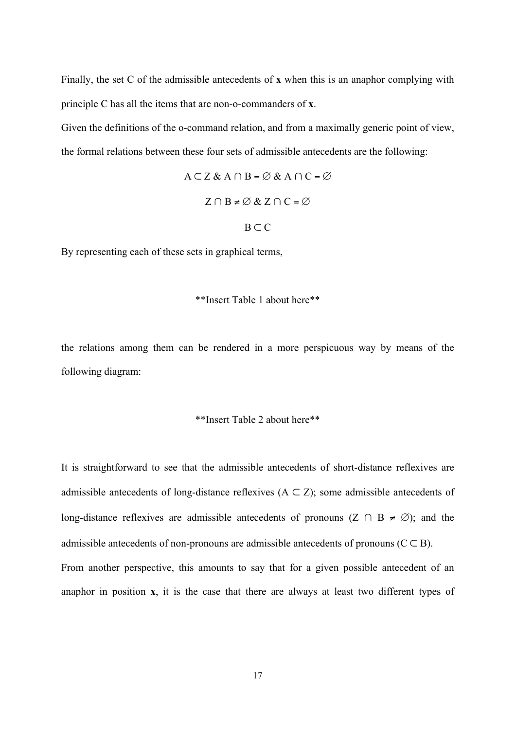Finally, the set C of the admissible antecedents of **x** when this is an anaphor complying with principle C has all the items that are non-o-commanders of **x**.

Given the definitions of the o-command relation, and from a maximally generic point of view, the formal relations between these four sets of admissible antecedents are the following:

$$A \subset Z \ \& \ A \cap B = \emptyset \ \& \ A \cap C = \emptyset$$

$$Z \cap B \neq \emptyset \ \& \ Z \cap C = \emptyset$$

$$B \subset C$$

By representing each of these sets in graphical terms,

**Insert Table 1 about here**

the relations among them can be rendered in a more perspicuous way by means of the following diagram:

**Insert Table 2 about here**

It is straightforward to see that the admissible antecedents of short-distance reflexives are admissible antecedents of long-distance reflexives ($A \subset Z$); some admissible antecedents of long-distance reflexives are admissible antecedents of pronouns ($Z \cap B \neq \emptyset$); and the admissible antecedents of non-pronouns are admissible antecedents of pronouns ($C \subset B$).

From another perspective, this amounts to say that for a given possible antecedent of an anaphor in position **x**, it is the case that there are always at least two different types of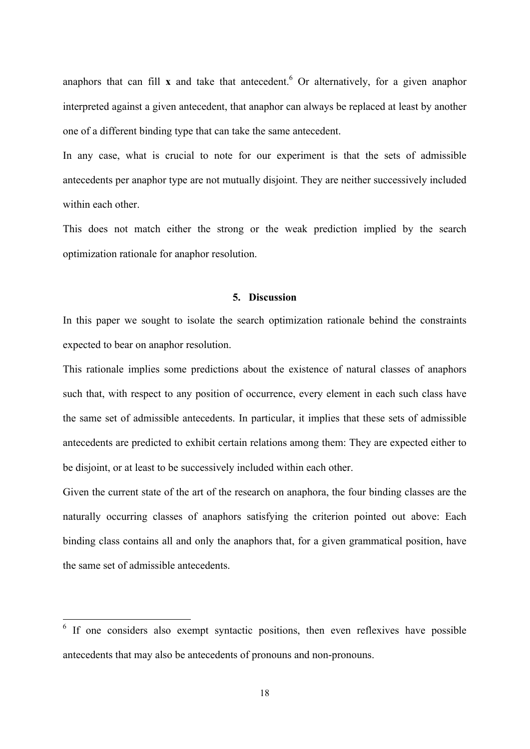anaphors that can fill **x** and take that antecedent.[6] Or alternatively, for a given anaphor interpreted against a given antecedent, that anaphor can always be replaced at least by another one of a different binding type that can take the same antecedent.

In any case, what is crucial to note for our experiment is that the sets of admissible antecedents per anaphor type are not mutually disjoint. They are neither successively included within each other.

This does not match either the strong or the weak prediction implied by the search optimization rationale for anaphor resolution.

## 5. Discussion

In this paper we sought to isolate the search optimization rationale behind the constraints expected to bear on anaphor resolution.

This rationale implies some predictions about the existence of natural classes of anaphors such that, with respect to any position of occurrence, every element in each such class have the same set of admissible antecedents. In particular, it implies that these sets of admissible antecedents are predicted to exhibit certain relations among them: They are expected either to be disjoint, or at least to be successively included within each other.

Given the current state of the art of the research on anaphora, the four binding classes are the naturally occurring classes of anaphors satisfying the criterion pointed out above: Each binding class contains all and only the anaphors that, for a given grammatical position, have the same set of admissible antecedents.

---

[6] If one considers also exempt syntactic positions, then even reflexives have possible antecedents that may also be antecedents of pronouns and non-pronouns.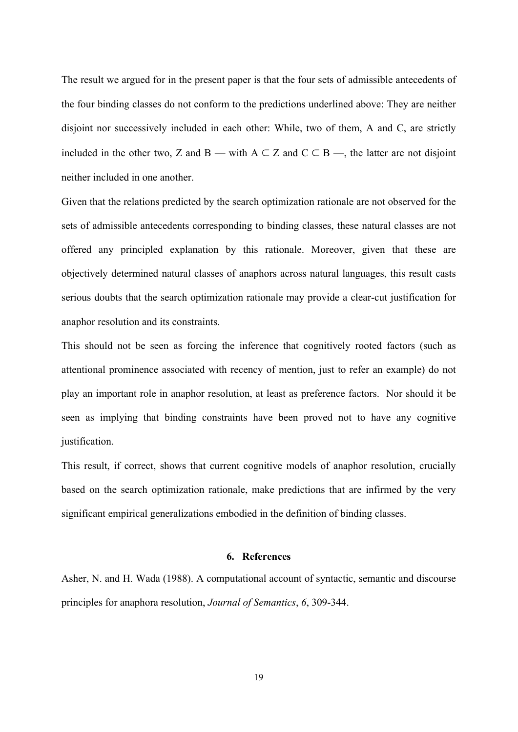The result we argued for in the present paper is that the four sets of admissible antecedents of the four binding classes do not conform to the predictions underlined above: They are neither disjoint nor successively included in each other: While, two of them, A and C, are strictly included in the other two, Z and B — with $A \subset Z$ and $C \subset B$ —, the latter are not disjoint neither included in one another.

Given that the relations predicted by the search optimization rationale are not observed for the sets of admissible antecedents corresponding to binding classes, these natural classes are not offered any principled explanation by this rationale. Moreover, given that these are objectively determined natural classes of anaphors across natural languages, this result casts serious doubts that the search optimization rationale may provide a clear-cut justification for anaphor resolution and its constraints.

This should not be seen as forcing the inference that cognitively rooted factors (such as attentional prominence associated with recency of mention, just to refer an example) do not play an important role in anaphor resolution, at least as preference factors. Nor should it be seen as implying that binding constraints have been proved not to have any cognitive justification.

This result, if correct, shows that current cognitive models of anaphor resolution, crucially based on the search optimization rationale, make predictions that are infirmed by the very significant empirical generalizations embodied in the definition of binding classes.

## 6. References

Asher, N. and H. Wada (1988). A computational account of syntactic, semantic and discourse principles for anaphora resolution, *Journal of Semantics*, *6*, 309-344.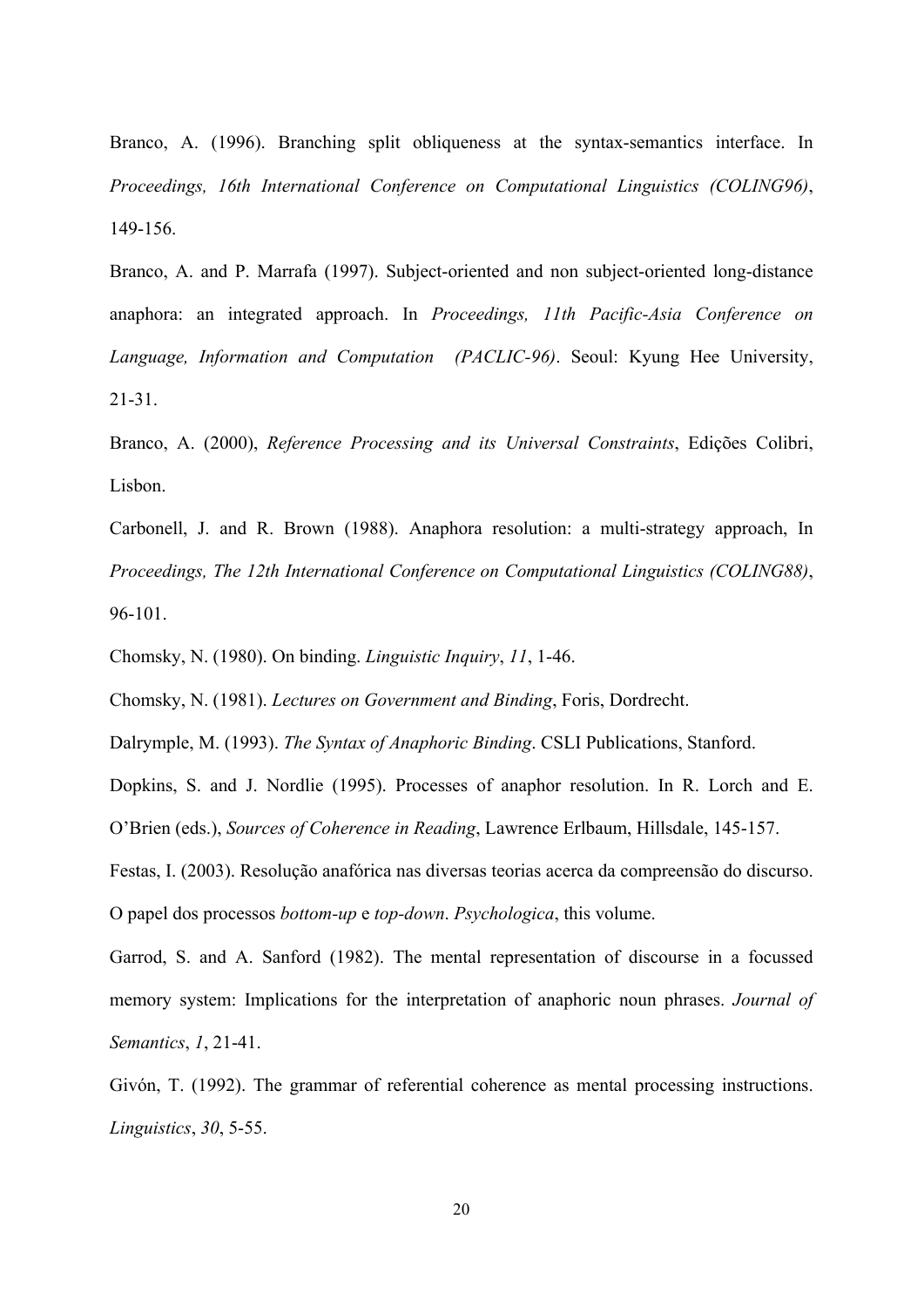Branco, A. (1996). Branching split obliqueness at the syntax-semantics interface. In *Proceedings, 16th International Conference on Computational Linguistics (COLING96)*, 149-156.

Branco, A. and P. Marrafa (1997). Subject-oriented and non subject-oriented long-distance anaphora: an integrated approach. In *Proceedings, 11th Pacific-Asia Conference on Language, Information and Computation (PACLIC-96)*. Seoul: Kyung Hee University, 21-31.

Branco, A. (2000), *Reference Processing and its Universal Constraints*, Edições Colibri, Lisbon.

Carbonell, J. and R. Brown (1988). Anaphora resolution: a multi-strategy approach, In *Proceedings, The 12th International Conference on Computational Linguistics (COLING88)*, 96-101.

Chomsky, N. (1980). On binding. *Linguistic Inquiry*, *11*, 1-46.

Chomsky, N. (1981). *Lectures on Government and Binding*, Foris, Dordrecht.

Dalrymple, M. (1993). *The Syntax of Anaphoric Binding*. CSLI Publications, Stanford.

Dopkins, S. and J. Nordlie (1995). Processes of anaphor resolution. In R. Lorch and E. O'Brien (eds.), *Sources of Coherence in Reading*, Lawrence Erlbaum, Hillsdale, 145-157.

Festas, I. (2003). Resolução anafórica nas diversas teorias acerca da compreensão do discurso. O papel dos processos *bottom-up* e *top-down*. *Psychologica*, this volume.

Garrod, S. and A. Sanford (1982). The mental representation of discourse in a focussed memory system: Implications for the interpretation of anaphoric noun phrases. *Journal of Semantics*, *1*, 21-41.

Givón, T. (1992). The grammar of referential coherence as mental processing instructions. *Linguistics*, *30*, 5-55.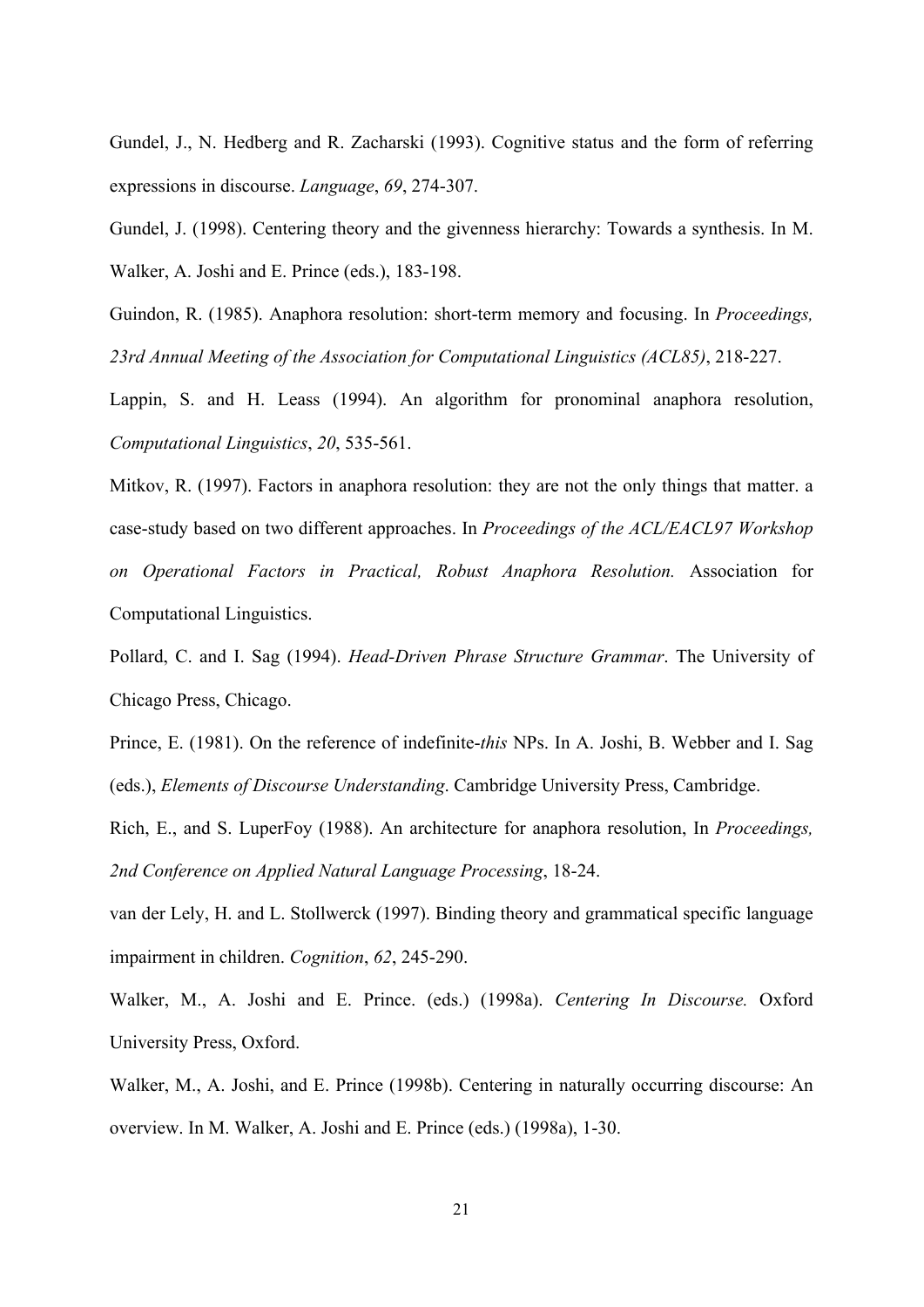Gundel, J., N. Hedberg and R. Zacharski (1993). Cognitive status and the form of referring expressions in discourse. *Language*, *69*, 274-307.

Gundel, J. (1998). Centering theory and the givenness hierarchy: Towards a synthesis. In M. Walker, A. Joshi and E. Prince (eds.), 183-198.

Guindon, R. (1985). Anaphora resolution: short-term memory and focusing. In *Proceedings, 23rd Annual Meeting of the Association for Computational Linguistics (ACL85)*, 218-227.

Lappin, S. and H. Leass (1994). An algorithm for pronominal anaphora resolution, *Computational Linguistics*, *20*, 535-561.

Mitkov, R. (1997). Factors in anaphora resolution: they are not the only things that matter. a case-study based on two different approaches. In *Proceedings of the ACL/EACL97 Workshop on Operational Factors in Practical, Robust Anaphora Resolution.* Association for Computational Linguistics.

Pollard, C. and I. Sag (1994). *Head-Driven Phrase Structure Grammar*. The University of Chicago Press, Chicago.

Prince, E. (1981). On the reference of indefinite-*this* NPs. In A. Joshi, B. Webber and I. Sag (eds.), *Elements of Discourse Understanding*. Cambridge University Press, Cambridge.

Rich, E., and S. LuperFoy (1988). An architecture for anaphora resolution, In *Proceedings, 2nd Conference on Applied Natural Language Processing*, 18-24.

van der Lely, H. and L. Stollwerck (1997). Binding theory and grammatical specific language impairment in children. *Cognition*, *62*, 245-290.

Walker, M., A. Joshi and E. Prince. (eds.) (1998a). *Centering In Discourse.* Oxford University Press, Oxford.

Walker, M., A. Joshi, and E. Prince (1998b). Centering in naturally occurring discourse: An overview. In M. Walker, A. Joshi and E. Prince (eds.) (1998a), 1-30.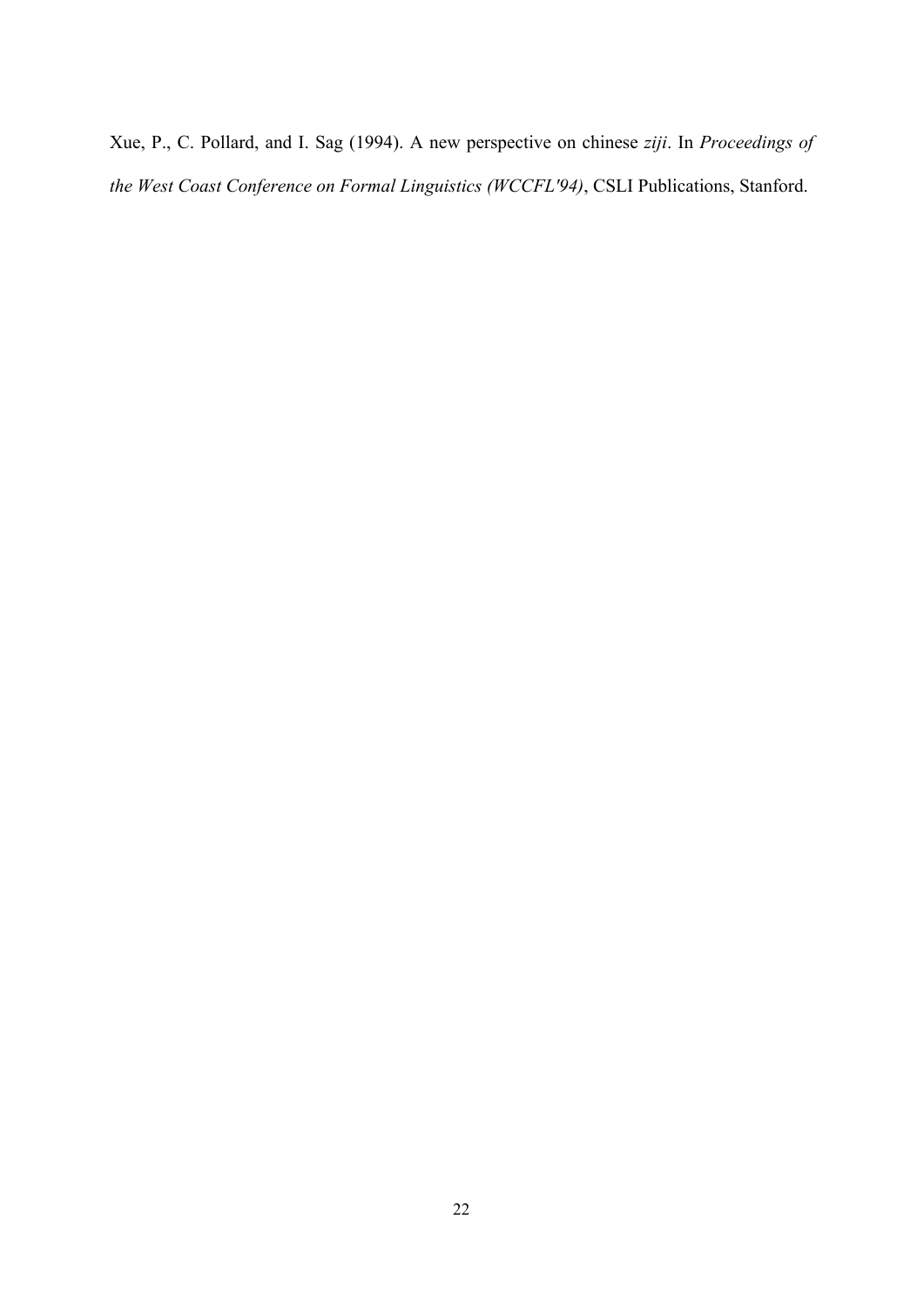Xue, P., C. Pollard, and I. Sag (1994). A new perspective on chinese *ziji*. In *Proceedings of the West Coast Conference on Formal Linguistics (WCCFL'94)*, CSLI Publications, Stanford.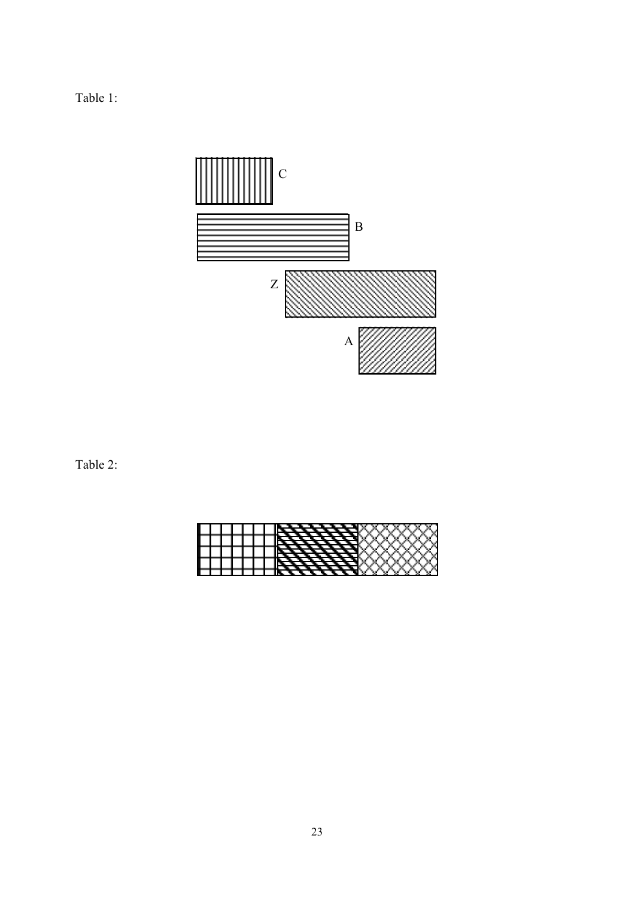Table 1:

C

B

Z

A

Table 2: